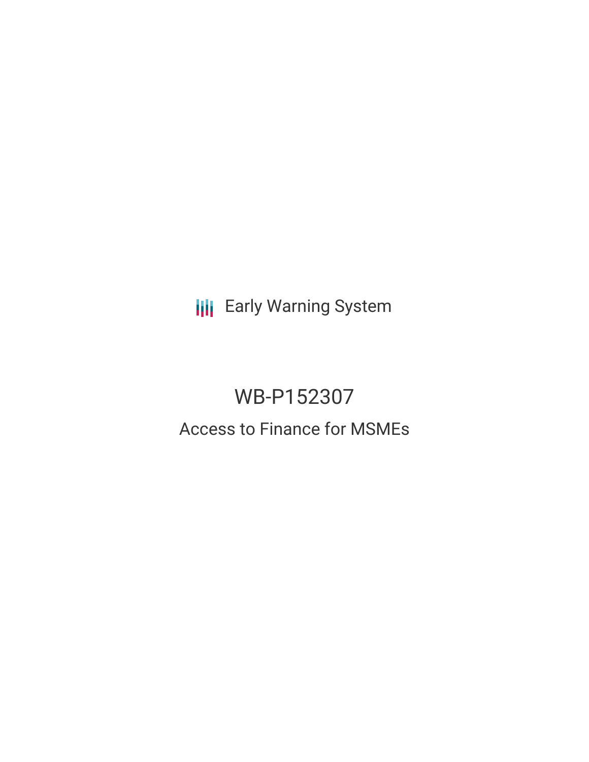Early Warning System

# WB-P152307

## Access to Finance for MSMEs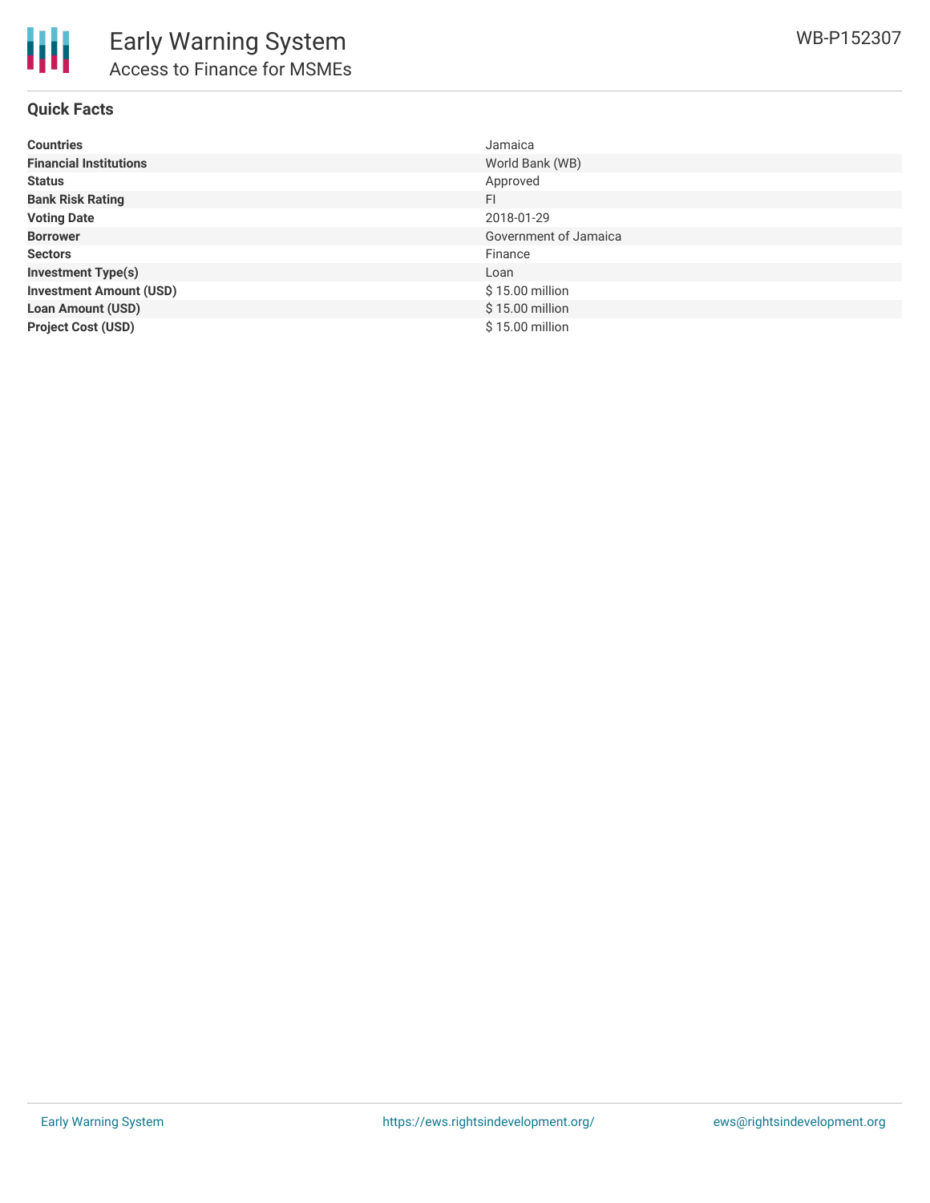# Early Warning System

## Access to Finance for MSMEs

WB-P152307

### Quick Facts

| | |
|---|---|
| **Countries** | Jamaica |
| **Financial Institutions** | World Bank (WB) |
| **Status** | Approved |
| **Bank Risk Rating** | FI |
| **Voting Date** | 2018-01-29 |
| **Borrower** | Government of Jamaica |
| **Sectors** | Finance |
| **Investment Type(s)** | Loan |
| **Investment Amount (USD)** | $ 15.00 million |
| **Loan Amount (USD)** | $ 15.00 million |
| **Project Cost (USD)** | $ 15.00 million |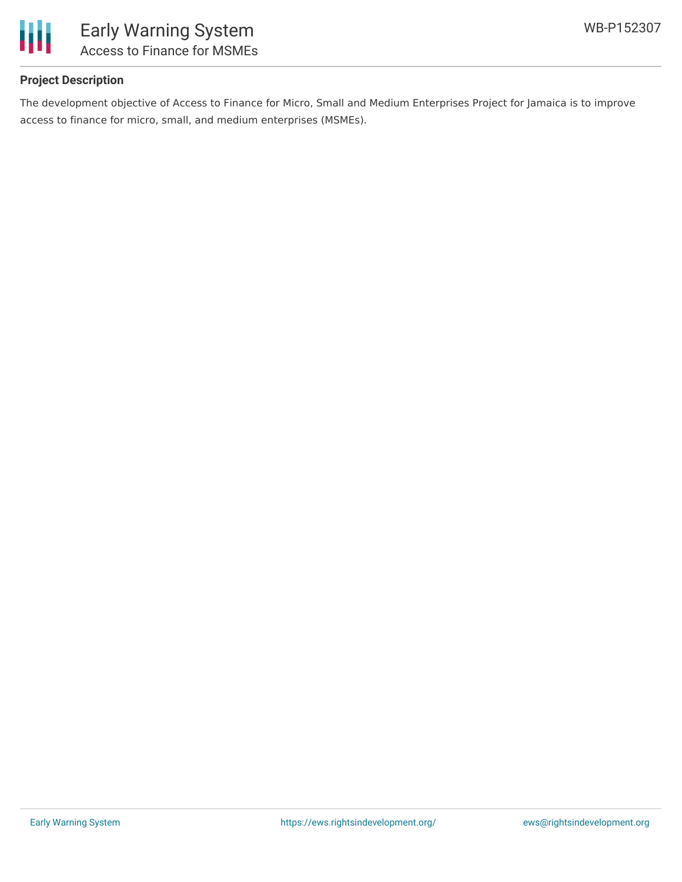## Project Description

The development objective of Access to Finance for Micro, Small and Medium Enterprises Project for Jamaica is to improve access to finance for micro, small, and medium enterprises (MSMEs).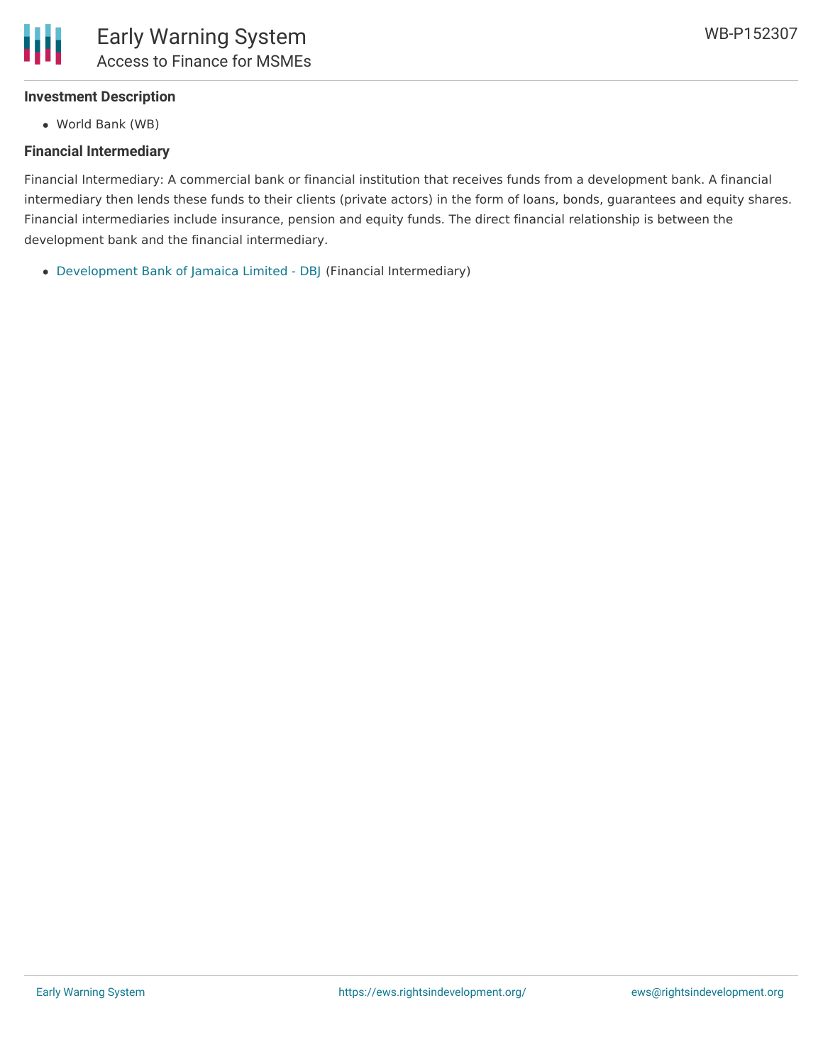### Investment Description

- World Bank (WB)

### Financial Intermediary

Financial Intermediary: A commercial bank or financial institution that receives funds from a development bank. A financial intermediary then lends these funds to their clients (private actors) in the form of loans, bonds, guarantees and equity shares. Financial intermediaries include insurance, pension and equity funds. The direct financial relationship is between the development bank and the financial intermediary.

- Development Bank of Jamaica Limited - DBJ (Financial Intermediary)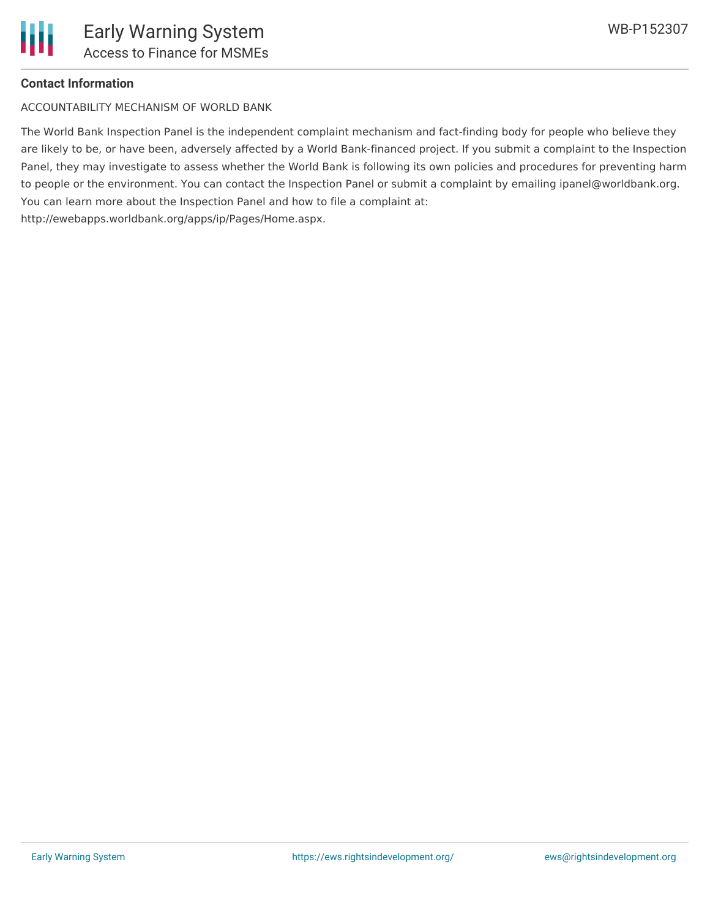**Contact Information**

ACCOUNTABILITY MECHANISM OF WORLD BANK

The World Bank Inspection Panel is the independent complaint mechanism and fact-finding body for people who believe they are likely to be, or have been, adversely affected by a World Bank-financed project. If you submit a complaint to the Inspection Panel, they may investigate to assess whether the World Bank is following its own policies and procedures for preventing harm to people or the environment. You can contact the Inspection Panel or submit a complaint by emailing ipanel@worldbank.org. You can learn more about the Inspection Panel and how to file a complaint at: http://ewebapps.worldbank.org/apps/ip/Pages/Home.aspx.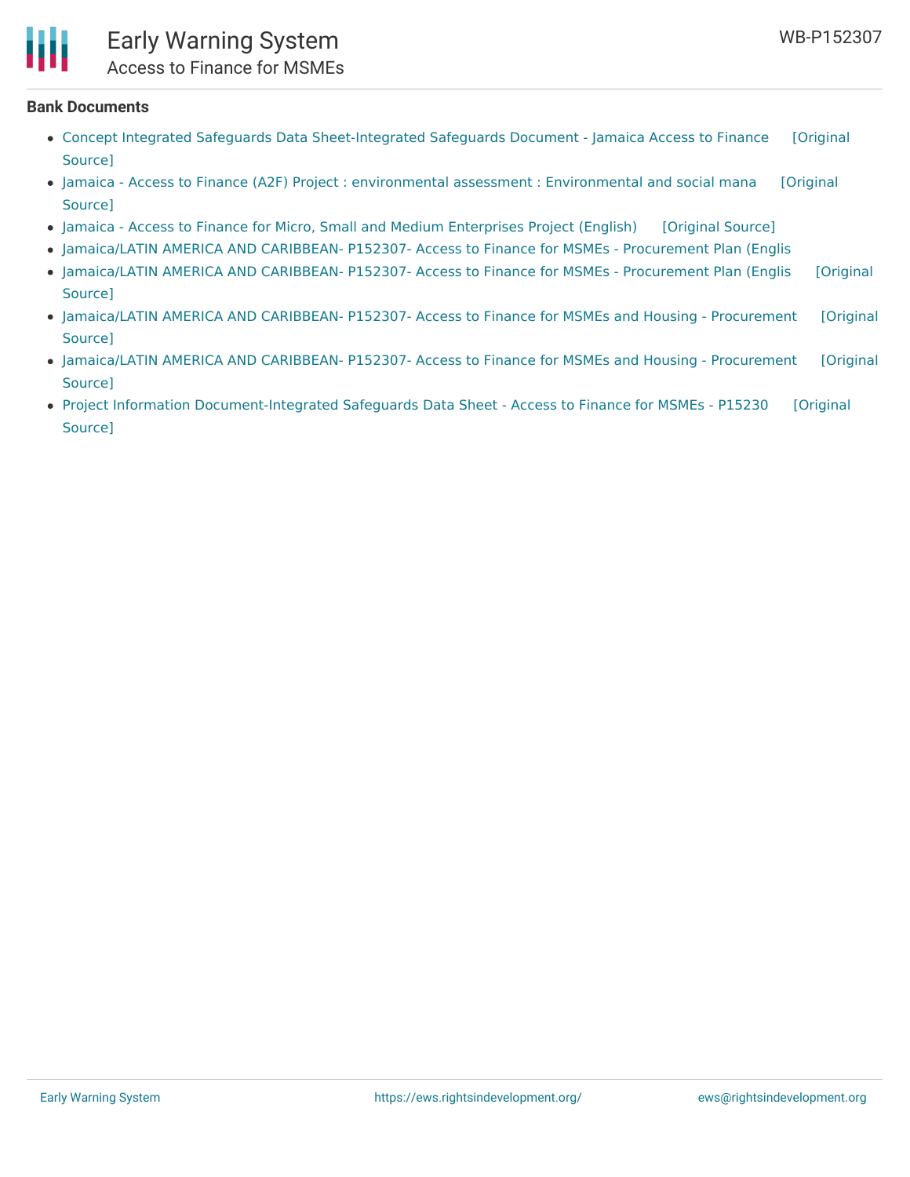## Bank Documents

- Concept Integrated Safeguards Data Sheet-Integrated Safeguards Document - Jamaica Access to Finance [Original Source]
- Jamaica - Access to Finance (A2F) Project : environmental assessment : Environmental and social mana [Original Source]
- Jamaica - Access to Finance for Micro, Small and Medium Enterprises Project (English) [Original Source]
- Jamaica/LATIN AMERICA AND CARIBBEAN- P152307- Access to Finance for MSMEs - Procurement Plan (Englis
- Jamaica/LATIN AMERICA AND CARIBBEAN- P152307- Access to Finance for MSMEs - Procurement Plan (Englis [Original Source]
- Jamaica/LATIN AMERICA AND CARIBBEAN- P152307- Access to Finance for MSMEs and Housing - Procurement [Original Source]
- Jamaica/LATIN AMERICA AND CARIBBEAN- P152307- Access to Finance for MSMEs and Housing - Procurement [Original Source]
- Project Information Document-Integrated Safeguards Data Sheet - Access to Finance for MSMEs - P15230 [Original Source]